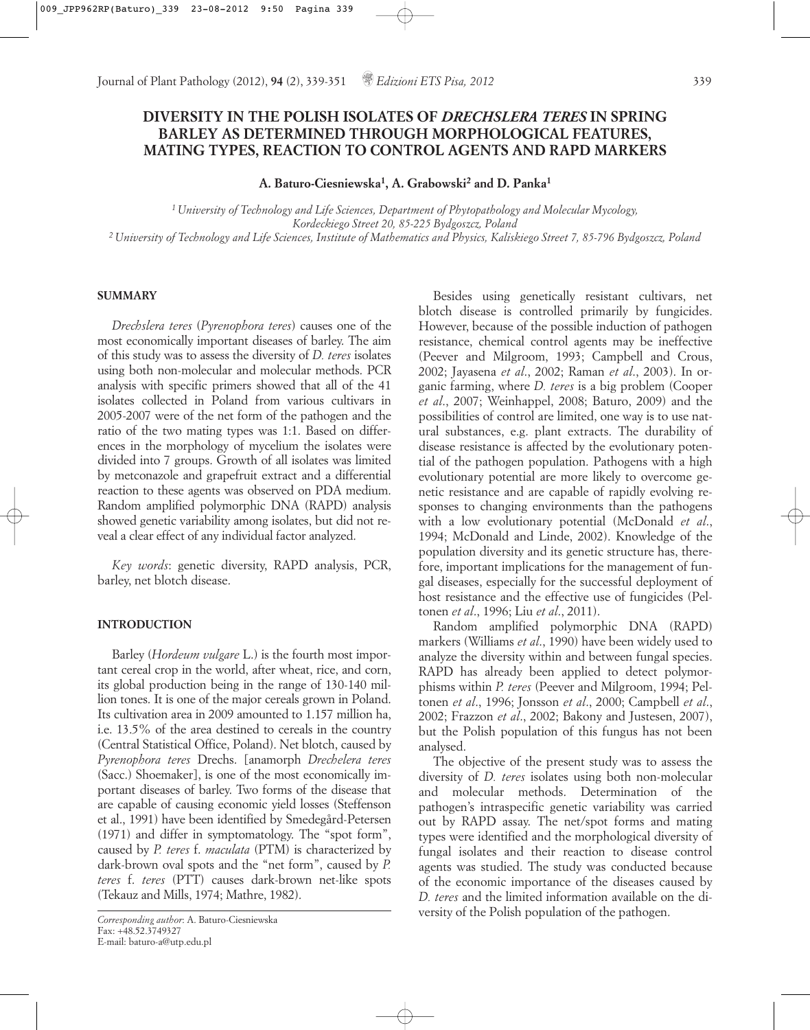# DIVERSITY IN THE POLISH ISOLATES OF *DRECHSLERA TERES* IN SPRING BARLEY AS DETERMINED THROUGH MORPHOLOGICAL FEATURES, MATING TYPES, REACTION TO CONTROL AGENTS AND RAPD MARKERS

**A. Baturo-Ciesniewska[1], A. Grabowski[2] and D. Panka[1]**

[1] *University of Technology and Life Sciences, Department of Phytopathology and Molecular Mycology, Kordeckiego Street 20, 85-225 Bydgoszcz, Poland*

[2] *University of Technology and Life Sciences, Institute of Mathematics and Physics, Kaliskiego Street 7, 85-796 Bydgoszcz, Poland*

## SUMMARY

*Drechslera teres* (*Pyrenophora teres*) causes one of the most economically important diseases of barley. The aim of this study was to assess the diversity of *D. teres* isolates using both non-molecular and molecular methods. PCR analysis with specific primers showed that all of the 41 isolates collected in Poland from various cultivars in 2005-2007 were of the net form of the pathogen and the ratio of the two mating types was 1:1. Based on differences in the morphology of mycelium the isolates were divided into 7 groups. Growth of all isolates was limited by metconazole and grapefruit extract and a differential reaction to these agents was observed on PDA medium. Random amplified polymorphic DNA (RAPD) analysis showed genetic variability among isolates, but did not reveal a clear effect of any individual factor analyzed.

*Key words*: genetic diversity, RAPD analysis, PCR, barley, net blotch disease.

## INTRODUCTION

Barley (*Hordeum vulgare* L.) is the fourth most important cereal crop in the world, after wheat, rice, and corn, its global production being in the range of 130-140 million tones. It is one of the major cereals grown in Poland. Its cultivation area in 2009 amounted to 1.157 million ha, i.e. 13.5% of the area destined to cereals in the country (Central Statistical Office, Poland). Net blotch, caused by *Pyrenophora teres* Drechs. [anamorph *Drechelera teres* (Sacc.) Shoemaker], is one of the most economically important diseases of barley. Two forms of the disease that are capable of causing economic yield losses (Steffenson et al., 1991) have been identified by Smedegård-Petersen (1971) and differ in symptomatology. The "spot form", caused by *P. teres* f. *maculata* (PTM) is characterized by dark-brown oval spots and the "net form", caused by *P. teres* f. *teres* (PTT) causes dark-brown net-like spots (Tekauz and Mills, 1974; Mathre, 1982).

*Corresponding author*: A. Baturo-Ciesniewska
Fax: +48.52.3749327
E-mail: baturo-a@utp.edu.pl

Besides using genetically resistant cultivars, net blotch disease is controlled primarily by fungicides. However, because of the possible induction of pathogen resistance, chemical control agents may be ineffective (Peever and Milgroom, 1993; Campbell and Crous, 2002; Jayasena *et al*., 2002; Raman *et al*., 2003). In organic farming, where *D. teres* is a big problem (Cooper *et al*., 2007; Weinhappel, 2008; Baturo, 2009) and the possibilities of control are limited, one way is to use natural substances, e.g. plant extracts. The durability of disease resistance is affected by the evolutionary potential of the pathogen population. Pathogens with a high evolutionary potential are more likely to overcome genetic resistance and are capable of rapidly evolving responses to changing environments than the pathogens with a low evolutionary potential (McDonald *et al*., 1994; McDonald and Linde, 2002). Knowledge of the population diversity and its genetic structure has, therefore, important implications for the management of fungal diseases, especially for the successful deployment of host resistance and the effective use of fungicides (Peltonen *et al*., 1996; Liu *et al*., 2011).

Random amplified polymorphic DNA (RAPD) markers (Williams *et al*., 1990) have been widely used to analyze the diversity within and between fungal species. RAPD has already been applied to detect polymorphisms within *P. teres* (Peever and Milgroom, 1994; Peltonen *et al*., 1996; Jonsson *et al*., 2000; Campbell *et al*., 2002; Frazzon *et al*., 2002; Bakony and Justesen, 2007), but the Polish population of this fungus has not been analysed.

The objective of the present study was to assess the diversity of *D. teres* isolates using both non-molecular and molecular methods. Determination of the pathogen's intraspecific genetic variability was carried out by RAPD assay. The net/spot forms and mating types were identified and the morphological diversity of fungal isolates and their reaction to disease control agents was studied. The study was conducted because of the economic importance of the diseases caused by *D. teres* and the limited information available on the diversity of the Polish population of the pathogen.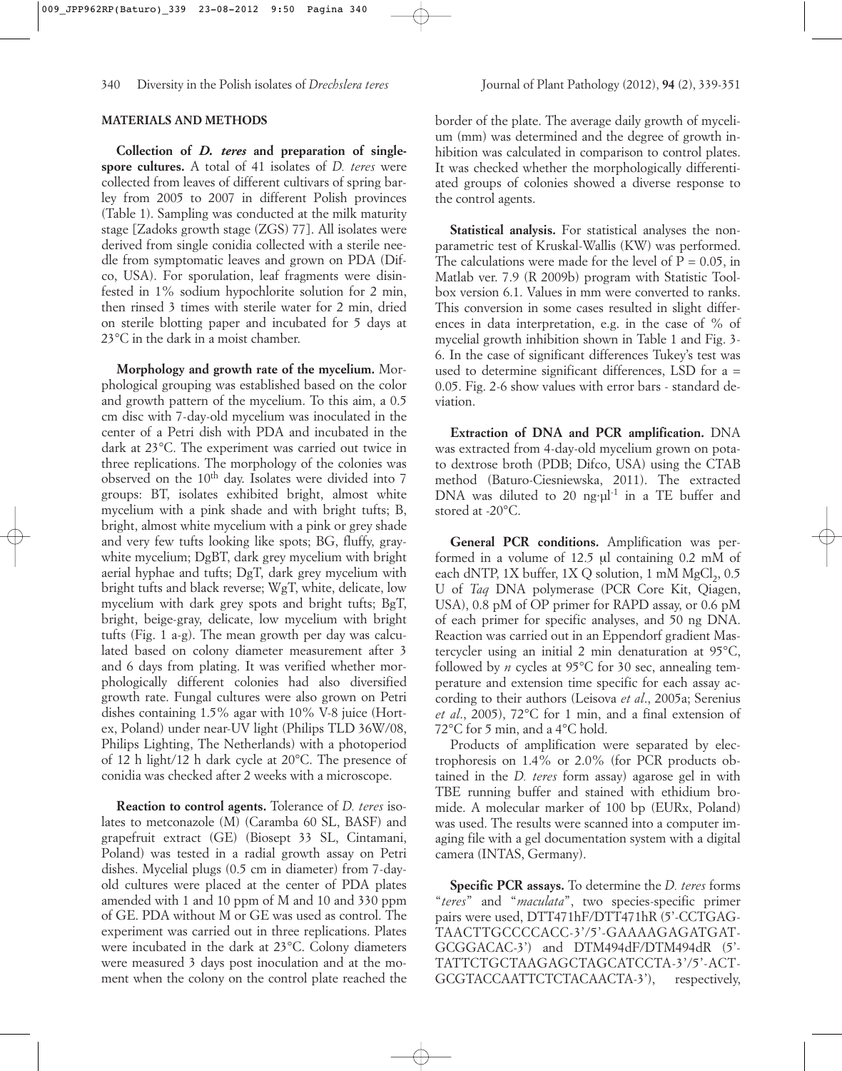## MATERIALS AND METHODS

**Collection of *D. teres* and preparation of single-spore cultures.** A total of 41 isolates of *D. teres* were collected from leaves of different cultivars of spring barley from 2005 to 2007 in different Polish provinces (Table 1). Sampling was conducted at the milk maturity stage [Zadoks growth stage (ZGS) 77]. All isolates were derived from single conidia collected with a sterile needle from symptomatic leaves and grown on PDA (Difco, USA). For sporulation, leaf fragments were disinfested in 1% sodium hypochlorite solution for 2 min, then rinsed 3 times with sterile water for 2 min, dried on sterile blotting paper and incubated for 5 days at 23°C in the dark in a moist chamber.

**Morphology and growth rate of the mycelium.** Morphological grouping was established based on the color and growth pattern of the mycelium. To this aim, a 0.5 cm disc with 7-day-old mycelium was inoculated in the center of a Petri dish with PDA and incubated in the dark at 23°C. The experiment was carried out twice in three replications. The morphology of the colonies was observed on the 10th day. Isolates were divided into 7 groups: BT, isolates exhibited bright, almost white mycelium with a pink shade and with bright tufts; B, bright, almost white mycelium with a pink or grey shade and very few tufts looking like spots; BG, fluffy, gray-white mycelium; DgBT, dark grey mycelium with bright aerial hyphae and tufts; DgT, dark grey mycelium with bright tufts and black reverse; WgT, white, delicate, low mycelium with dark grey spots and bright tufts; BgT, bright, beige-gray, delicate, low mycelium with bright tufts (Fig. 1 a-g). The mean growth per day was calculated based on colony diameter measurement after 3 and 6 days from plating. It was verified whether morphologically different colonies had also diversified growth rate. Fungal cultures were also grown on Petri dishes containing 1.5% agar with 10% V-8 juice (Hortex, Poland) under near-UV light (Philips TLD 36W/08, Philips Lighting, The Netherlands) with a photoperiod of 12 h light/12 h dark cycle at 20°C. The presence of conidia was checked after 2 weeks with a microscope.

**Reaction to control agents.** Tolerance of *D. teres* isolates to metconazole (M) (Caramba 60 SL, BASF) and grapefruit extract (GE) (Biosept 33 SL, Cintamani, Poland) was tested in a radial growth assay on Petri dishes. Mycelial plugs (0.5 cm in diameter) from 7-day-old cultures were placed at the center of PDA plates amended with 1 and 10 ppm of M and 10 and 330 ppm of GE. PDA without M or GE was used as control. The experiment was carried out in three replications. Plates were incubated in the dark at 23°C. Colony diameters were measured 3 days post inoculation and at the moment when the colony on the control plate reached the border of the plate. The average daily growth of mycelium (mm) was determined and the degree of growth inhibition was calculated in comparison to control plates. It was checked whether the morphologically differentiated groups of colonies showed a diverse response to the control agents.

**Statistical analysis.** For statistical analyses the nonparametric test of Kruskal-Wallis (KW) was performed. The calculations were made for the level of $P = 0.05$, in Matlab ver. 7.9 (R 2009b) program with Statistic Toolbox version 6.1. Values in mm were converted to ranks. This conversion in some cases resulted in slight differences in data interpretation, e.g. in the case of % of mycelial growth inhibition shown in Table 1 and Fig. 3-6. In the case of significant differences Tukey's test was used to determine significant differences, LSD for a = 0.05. Fig. 2-6 show values with error bars - standard deviation.

**Extraction of DNA and PCR amplification.** DNA was extracted from 4-day-old mycelium grown on potato dextrose broth (PDB; Difco, USA) using the CTAB method (Baturo-Ciesniewska, 2011). The extracted DNA was diluted to 20 ng·µl$^{-1}$ in a TE buffer and stored at -20°C.

**General PCR conditions.** Amplification was performed in a volume of 12.5 µl containing 0.2 mM of each dNTP, 1X buffer, 1X Q solution, 1 mM $MgCl_2$, 0.5 U of *Taq* DNA polymerase (PCR Core Kit, Qiagen, USA), 0.8 pM of OP primer for RAPD assay, or 0.6 pM of each primer for specific analyses, and 50 ng DNA. Reaction was carried out in an Eppendorf gradient Mastercycler using an initial 2 min denaturation at 95°C, followed by *n* cycles at 95°C for 30 sec, annealing temperature and extension time specific for each assay according to their authors (Leisova *et al*., 2005a; Serenius *et al*., 2005), 72°C for 1 min, and a final extension of 72°C for 5 min, and a 4°C hold.

Products of amplification were separated by electrophoresis on 1.4% or 2.0% (for PCR products obtained in the *D. teres* form assay) agarose gel in with TBE running buffer and stained with ethidium bromide. A molecular marker of 100 bp (EURx, Poland) was used. The results were scanned into a computer imaging file with a gel documentation system with a digital camera (INTAS, Germany).

**Specific PCR assays.** To determine the *D. teres* forms "*teres*" and "*maculata*", two species-specific primer pairs were used, DTT471hF/DTT471hR (5'-CCTGAGTAACTTGCCCCACC-3'/5'-GAAAAGAGATGATGCGGACAC-3') and DTM494dF/DTM494dR (5'-TATTCTGCTAAGAGCTAGCATCCTA-3'/5'-ACTGCGTACCAATTCTCTACAACTA-3'), respectively,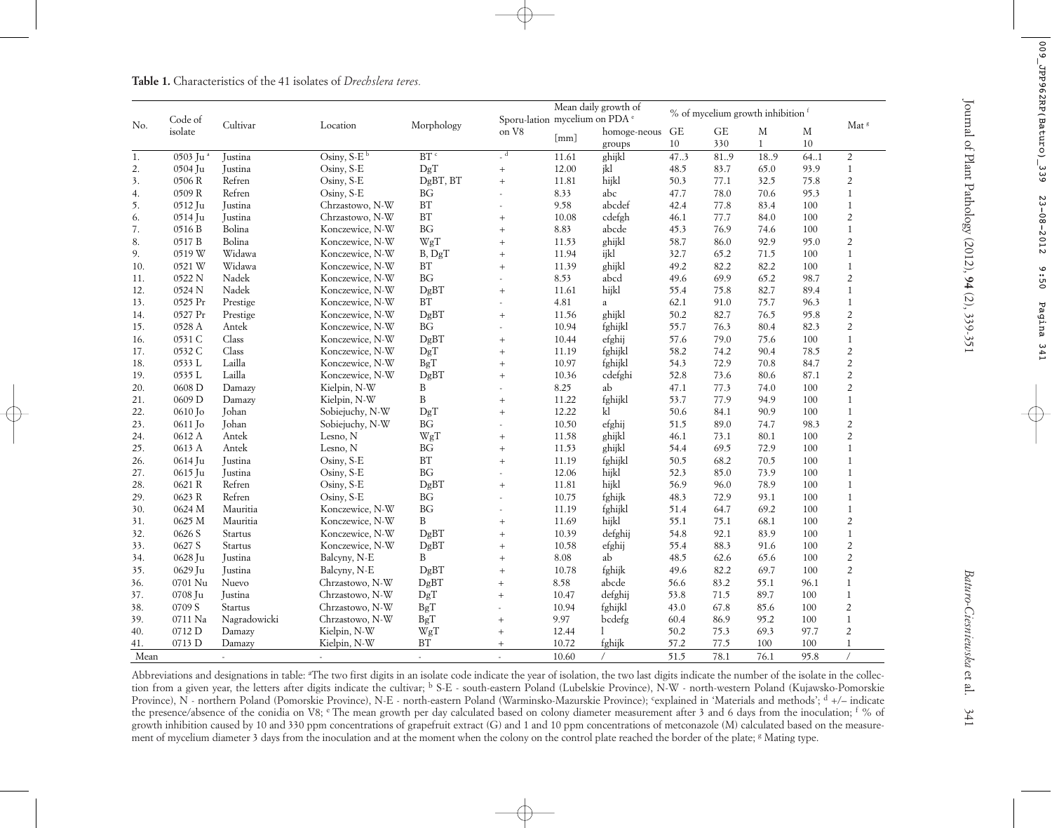**Table 1.** Characteristics of the 41 isolates of *Drechslera teres.*

| No. | Code of isolate | Cultivar | Location | Morphology | Sporu-lation on V8 | Mean daily growth of mycelium on PDA [e] | | % of mycelium growth inhibition [f] | | | | Mat [g] |
|---|---|---|---|---|---|---|---|---|---|---|---|---|
| | | | | | | [mm] | homoge-neous groups | GE 10 | GE 330 | M 1 | M 10 | |
| 1. | 0503 Ju [a] | Justina | Osiny, S-E [b] | BT [c] | - [d] | 11.61 | ghijkl | 47..3 | 81..9 | 18..9 | 64..1 | 2 |
| 2. | 0504 Ju | Justina | Osiny, S-E | DgT | + | 12.00 | jkl | 48.5 | 83.7 | 65.0 | 93.9 | 1 |
| 3. | 0506 R | Refren | Osiny, S-E | DgBT, BT | + | 11.81 | hijkl | 50.3 | 77.1 | 32.5 | 75.8 | 2 |
| 4. | 0509 R | Refren | Osiny, S-E | BG | - | 8.33 | abc | 47.7 | 78.0 | 70.6 | 95.3 | 1 |
| 5. | 0512 Ju | Justina | Chrzastowo, N-W | BT | - | 9.58 | abcdef | 42.4 | 77.8 | 83.4 | 100 | 1 |
| 6. | 0514 Ju | Justina | Chrzastowo, N-W | BT | + | 10.08 | cdefgh | 46.1 | 77.7 | 84.0 | 100 | 2 |
| 7. | 0516 B | Bolina | Konczewice, N-W | BG | + | 8.83 | abcde | 45.3 | 76.9 | 74.6 | 100 | 1 |
| 8. | 0517 B | Bolina | Konczewice, N-W | WgT | + | 11.53 | ghijkl | 58.7 | 86.0 | 92.9 | 95.0 | 2 |
| 9. | 0519 W | Widawa | Konczewice, N-W | B, DgT | + | 11.94 | ijkl | 32.7 | 65.2 | 71.5 | 100 | 1 |
| 10. | 0521 W | Widawa | Konczewice, N-W | BT | + | 11.39 | ghijkl | 49.2 | 82.2 | 82.2 | 100 | 1 |
| 11. | 0522 N | Nadek | Konczewice, N-W | BG | - | 8.53 | abcd | 49.6 | 69.9 | 65.2 | 98.7 | 2 |
| 12. | 0524 N | Nadek | Konczewice, N-W | DgBT | + | 11.61 | hijkl | 55.4 | 75.8 | 82.7 | 89.4 | 1 |
| 13. | 0525 Pr | Prestige | Konczewice, N-W | BT | - | 4.81 | a | 62.1 | 91.0 | 75.7 | 96.3 | 1 |
| 14. | 0527 Pr | Prestige | Konczewice, N-W | DgBT | + | 11.56 | ghijkl | 50.2 | 82.7 | 76.5 | 95.8 | 2 |
| 15. | 0528 A | Antek | Konczewice, N-W | BG | - | 10.94 | fghijkl | 55.7 | 76.3 | 80.4 | 82.3 | 2 |
| 16. | 0531 C | Class | Konczewice, N-W | DgBT | + | 10.44 | efghij | 57.6 | 79.0 | 75.6 | 100 | 1 |
| 17. | 0532 C | Class | Konczewice, N-W | DgT | + | 11.19 | fghijkl | 58.2 | 74.2 | 90.4 | 78.5 | 2 |
| 18. | 0533 L | Lailla | Konczewice, N-W | BgT | + | 10.97 | fghijkl | 54.3 | 72.9 | 70.8 | 84.7 | 2 |
| 19. | 0535 L | Lailla | Konczewice, N-W | DgBT | + | 10.36 | cdefghi | 52.8 | 73.6 | 80.6 | 87.1 | 2 |
| 20. | 0608 D | Damazy | Kielpin, N-W | B | - | 8.25 | ab | 47.1 | 77.3 | 74.0 | 100 | 2 |
| 21. | 0609 D | Damazy | Kielpin, N-W | B | + | 11.22 | fghijkl | 53.7 | 77.9 | 94.9 | 100 | 1 |
| 22. | 0610 Jo | Johan | Sobiejuchy, N-W | DgT | + | 12.22 | kl | 50.6 | 84.1 | 90.9 | 100 | 1 |
| 23. | 0611 Jo | Johan | Sobiejuchy, N-W | BG | - | 10.50 | efghij | 51.5 | 89.0 | 74.7 | 98.3 | 2 |
| 24. | 0612 A | Antek | Lesno, N | WgT | + | 11.58 | ghijkl | 46.1 | 73.1 | 80.1 | 100 | 2 |
| 25. | 0613 A | Antek | Lesno, N | BG | + | 11.53 | ghijkl | 54.4 | 69.5 | 72.9 | 100 | 1 |
| 26. | 0614 Ju | Justina | Osiny, S-E | BT | + | 11.19 | fghijkl | 50.5 | 68.2 | 70.5 | 100 | 1 |
| 27. | 0615 Ju | Justina | Osiny, S-E | BG | - | 12.06 | hijkl | 52.3 | 85.0 | 73.9 | 100 | 1 |
| 28. | 0621 R | Refren | Osiny, S-E | DgBT | + | 11.81 | hijkl | 56.9 | 96.0 | 78.9 | 100 | 1 |
| 29. | 0623 R | Refren | Osiny, S-E | BG | - | 10.75 | fghijk | 48.3 | 72.9 | 93.1 | 100 | 1 |
| 30. | 0624 M | Mauritia | Konczewice, N-W | BG | - | 11.19 | fghijkl | 51.4 | 64.7 | 69.2 | 100 | 1 |
| 31. | 0625 M | Mauritia | Konczewice, N-W | B | + | 11.69 | hijkl | 55.1 | 75.1 | 68.1 | 100 | 2 |
| 32. | 0626 S | Startus | Konczewice, N-W | DgBT | + | 10.39 | defghij | 54.8 | 92.1 | 83.9 | 100 | 1 |
| 33. | 0627 S | Startus | Konczewice, N-W | DgBT | + | 10.58 | efghij | 55.4 | 88.3 | 91.6 | 100 | 2 |
| 34. | 0628 Ju | Justina | Balcyny, N-E | B | + | 8.08 | ab | 48.5 | 62.6 | 65.6 | 100 | 2 |
| 35. | 0629 Ju | Justina | Balcyny, N-E | DgBT | + | 10.78 | fghijk | 49.6 | 82.2 | 69.7 | 100 | 2 |
| 36. | 0701 Nu | Nuevo | Chrzastowo, N-W | DgBT | + | 8.58 | abcde | 56.6 | 83.2 | 55.1 | 96.1 | 1 |
| 37. | 0708 Ju | Justina | Chrzastowo, N-W | DgT | + | 10.47 | defghij | 53.8 | 71.5 | 89.7 | 100 | 1 |
| 38. | 0709 S | Startus | Chrzastowo, N-W | BgT | - | 10.94 | fghijkl | 43.0 | 67.8 | 85.6 | 100 | 2 |
| 39. | 0711 Na | Nagradowicki | Chrzastowo, N-W | BgT | + | 9.97 | bcdefg | 60.4 | 86.9 | 95.2 | 100 | 1 |
| 40. | 0712 D | Damazy | Kielpin, N-W | WgT | + | 12.44 | l | 50.2 | 75.3 | 69.3 | 97.7 | 2 |
| 41. | 0713 D | Damazy | Kielpin, N-W | BT | + | 10.72 | fghijk | 57.2 | 77.5 | 100 | 100 | 1 |
| Mean | | - | - | - | - | 10.60 | / | 51.5 | 78.1 | 76.1 | 95.8 | / |

Abbreviations and designations in table: [a]The two first digits in an isolate code indicate the year of isolation, the two last digits indicate the number of the isolate in the collection from a given year, the letters after digits indicate the cultivar; [b] S-E - south-eastern Poland (Lubelskie Province), N-W - north-western Poland (Kujawsko-Pomorskie Province), N - northern Poland (Pomorskie Province), N-E - north-eastern Poland (Warminsko-Mazurskie Province); [c]explained in 'Materials and methods'; [d] +/– indicate the presence/absence of the conidia on V8; [e] The mean growth per day calculated based on colony diameter measurement after 3 and 6 days from the inoculation; [f] % of growth inhibition caused by 10 and 330 ppm concentrations of grapefruit extract (G) and 1 and 10 ppm concentrations of metconazole (M) calculated based on the measurement of mycelium diameter 3 days from the inoculation and at the moment when the colony on the control plate reached the border of the plate; [g] Mating type.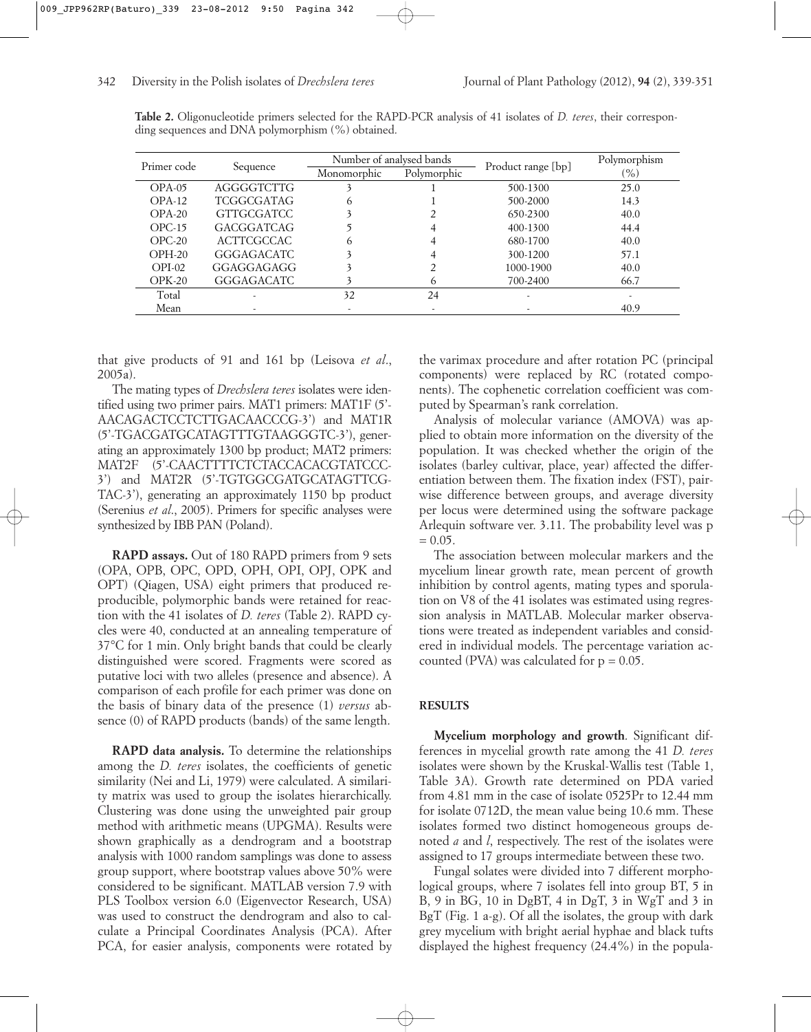**Table 2.** Oligonucleotide primers selected for the RAPD-PCR analysis of 41 isolates of *D. teres*, their corresponding sequences and DNA polymorphism (%) obtained.

| Primer code | Sequence | Number of analysed bands | | Product range [bp] | Polymorphism (%) |
|---|---|---|---|---|---|
| | | Monomorphic | Polymorphic | | |
| OPA-05 | AGGGGTCTTG | 3 | 1 | 500-1300 | 25.0 |
| OPA-12 | TCGGCGATAG | 6 | 1 | 500-2000 | 14.3 |
| OPA-20 | GTTGCGATCC | 3 | 2 | 650-2300 | 40.0 |
| OPC-15 | GACGGATCAG | 5 | 4 | 400-1300 | 44.4 |
| OPC-20 | ACTTCGCCAC | 6 | 4 | 680-1700 | 40.0 |
| OPH-20 | GGGAGACATC | 3 | 4 | 300-1200 | 57.1 |
| OPI-02 | GGAGGAGAGG | 3 | 2 | 1000-1900 | 40.0 |
| OPK-20 | GGGAGACATC | 3 | 6 | 700-2400 | 66.7 |
| Total | - | 32 | 24 | - | - |
| Mean | - | - | - | - | 40.9 |

that give products of 91 and 161 bp (Leisova *et al*., 2005a).

The mating types of *Drechslera teres* isolates were identified using two primer pairs. MAT1 primers: MAT1F (5'-AACAGACTCCTCTTGACAACCCG-3') and MAT1R (5'-TGACGATGCATAGTTTGTAAGGGTC-3'), generating an approximately 1300 bp product; MAT2 primers: MAT2F (5'-CAACTTTTCTCTACCACACGTATCCC-3') and MAT2R (5'-TGTGGCGATGCATAGTTCG-TAC-3'), generating an approximately 1150 bp product (Serenius *et al*., 2005). Primers for specific analyses were synthesized by IBB PAN (Poland).

**RAPD assays.** Out of 180 RAPD primers from 9 sets (OPA, OPB, OPC, OPD, OPH, OPI, OPJ, OPK and OPT) (Qiagen, USA) eight primers that produced reproducible, polymorphic bands were retained for reaction with the 41 isolates of *D. teres* (Table 2). RAPD cycles were 40, conducted at an annealing temperature of 37°C for 1 min. Only bright bands that could be clearly distinguished were scored. Fragments were scored as putative loci with two alleles (presence and absence). A comparison of each profile for each primer was done on the basis of binary data of the presence (1) *versus* absence (0) of RAPD products (bands) of the same length.

**RAPD data analysis.** To determine the relationships among the *D. teres* isolates, the coefficients of genetic similarity (Nei and Li, 1979) were calculated. A similarity matrix was used to group the isolates hierarchically. Clustering was done using the unweighted pair group method with arithmetic means (UPGMA). Results were shown graphically as a dendrogram and a bootstrap analysis with 1000 random samplings was done to assess group support, where bootstrap values above 50% were considered to be significant. MATLAB version 7.9 with PLS Toolbox version 6.0 (Eigenvector Research, USA) was used to construct the dendrogram and also to calculate a Principal Coordinates Analysis (PCA). After PCA, for easier analysis, components were rotated by the varimax procedure and after rotation PC (principal components) were replaced by RC (rotated components). The cophenetic correlation coefficient was computed by Spearman's rank correlation.

Analysis of molecular variance (AMOVA) was applied to obtain more information on the diversity of the population. It was checked whether the origin of the isolates (barley cultivar, place, year) affected the differentiation between them. The fixation index (FST), pairwise difference between groups, and average diversity per locus were determined using the software package Arlequin software ver. 3.11. The probability level was $p = 0.05$.

The association between molecular markers and the mycelium linear growth rate, mean percent of growth inhibition by control agents, mating types and sporulation on V8 of the 41 isolates was estimated using regression analysis in MATLAB. Molecular marker observations were treated as independent variables and considered in individual models. The percentage variation accounted (PVA) was calculated for $p = 0.05$.

## RESULTS

**Mycelium morphology and growth**. Significant differences in mycelial growth rate among the 41 *D. teres* isolates were shown by the Kruskal-Wallis test (Table 1, Table 3A). Growth rate determined on PDA varied from 4.81 mm in the case of isolate 0525Pr to 12.44 mm for isolate 0712D, the mean value being 10.6 mm. These isolates formed two distinct homogeneous groups denoted *a* and *l*, respectively. The rest of the isolates were assigned to 17 groups intermediate between these two.

Fungal solates were divided into 7 different morphological groups, where 7 isolates fell into group BT, 5 in B, 9 in BG, 10 in DgBT, 4 in DgT, 3 in WgT and 3 in BgT (Fig. 1 a-g). Of all the isolates, the group with dark grey mycelium with bright aerial hyphae and black tufts displayed the highest frequency (24.4%) in the popula-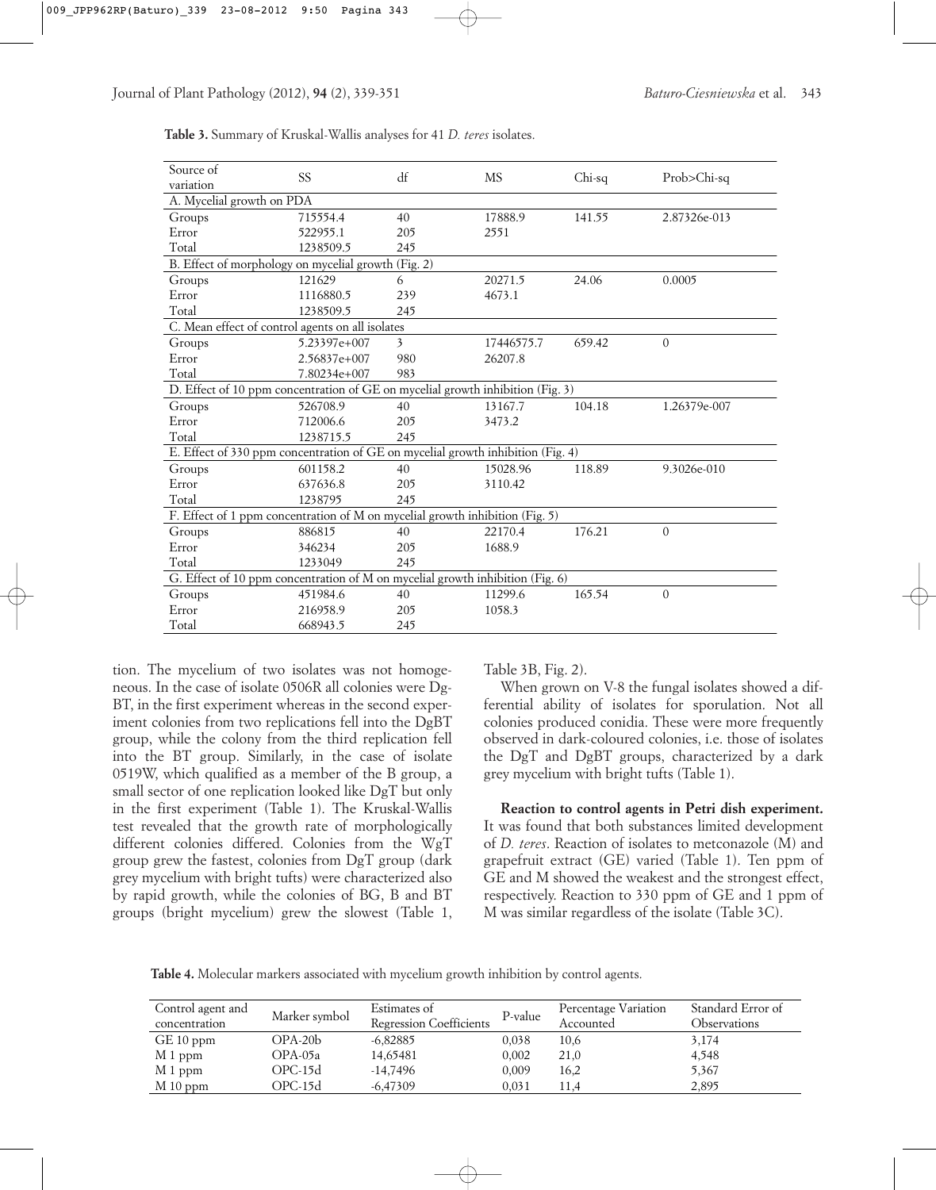**Table 3.** Summary of Kruskal-Wallis analyses for 41 *D. teres* isolates.

| Source of variation | SS | df | MS | Chi-sq | Prob>Chi-sq |
|---|---|---|---|---|---|
| A. Mycelial growth on PDA | | | | | |
| Groups | 715554.4 | 40 | 17888.9 | 141.55 | 2.87326e-013 |
| Error | 522955.1 | 205 | 2551 | | |
| Total | 1238509.5 | 245 | | | |
| B. Effect of morphology on mycelial growth (Fig. 2) | | | | | |
| Groups | 121629 | 6 | 20271.5 | 24.06 | 0.0005 |
| Error | 1116880.5 | 239 | 4673.1 | | |
| Total | 1238509.5 | 245 | | | |
| C. Mean effect of control agents on all isolates | | | | | |
| Groups | 5.23397e+007 | 3 | 17446575.7 | 659.42 | 0 |
| Error | 2.56837e+007 | 980 | 26207.8 | | |
| Total | 7.80234e+007 | 983 | | | |
| D. Effect of 10 ppm concentration of GE on mycelial growth inhibition (Fig. 3) | | | | | |
| Groups | 526708.9 | 40 | 13167.7 | 104.18 | 1.26379e-007 |
| Error | 712006.6 | 205 | 3473.2 | | |
| Total | 1238715.5 | 245 | | | |
| E. Effect of 330 ppm concentration of GE on mycelial growth inhibition (Fig. 4) | | | | | |
| Groups | 601158.2 | 40 | 15028.96 | 118.89 | 9.3026e-010 |
| Error | 637636.8 | 205 | 3110.42 | | |
| Total | 1238795 | 245 | | | |
| F. Effect of 1 ppm concentration of M on mycelial growth inhibition (Fig. 5) | | | | | |
| Groups | 886815 | 40 | 22170.4 | 176.21 | 0 |
| Error | 346234 | 205 | 1688.9 | | |
| Total | 1233049 | 245 | | | |
| G. Effect of 10 ppm concentration of M on mycelial growth inhibition (Fig. 6) | | | | | |
| Groups | 451984.6 | 40 | 11299.6 | 165.54 | 0 |
| Error | 216958.9 | 205 | 1058.3 | | |
| Total | 668943.5 | 245 | | | |

tion. The mycelium of two isolates was not homogeneous. In the case of isolate 0506R all colonies were DgBT, in the first experiment whereas in the second experiment colonies from two replications fell into the DgBT group, while the colony from the third replication fell into the BT group. Similarly, in the case of isolate 0519W, which qualified as a member of the B group, a small sector of one replication looked like DgT but only in the first experiment (Table 1). The Kruskal-Wallis test revealed that the growth rate of morphologically different colonies differed. Colonies from the WgT group grew the fastest, colonies from DgT group (dark grey mycelium with bright tufts) were characterized also by rapid growth, while the colonies of BG, B and BT groups (bright mycelium) grew the slowest (Table 1, Table 3B, Fig. 2).

When grown on V-8 the fungal isolates showed a differential ability of isolates for sporulation. Not all colonies produced conidia. These were more frequently observed in dark-coloured colonies, i.e. those of isolates the DgT and DgBT groups, characterized by a dark grey mycelium with bright tufts (Table 1).

**Reaction to control agents in Petri dish experiment.** It was found that both substances limited development of *D. teres*. Reaction of isolates to metconazole (M) and grapefruit extract (GE) varied (Table 1). Ten ppm of GE and M showed the weakest and the strongest effect, respectively. Reaction to 330 ppm of GE and 1 ppm of M was similar regardless of the isolate (Table 3C).

**Table 4.** Molecular markers associated with mycelium growth inhibition by control agents.

| Control agent and concentration | Marker symbol | Estimates of Regression Coefficients | P-value | Percentage Variation Accounted | Standard Error of Observations |
|---|---|---|---|---|---|
| GE 10 ppm | OPA-20b | -6,82885 | 0,038 | 10,6 | 3,174 |
| M 1 ppm | OPA-05a | 14,65481 | 0,002 | 21,0 | 4,548 |
| M 1 ppm | OPC-15d | -14,7496 | 0,009 | 16,2 | 5,367 |
| M 10 ppm | OPC-15d | -6,47309 | 0,031 | 11,4 | 2,895 |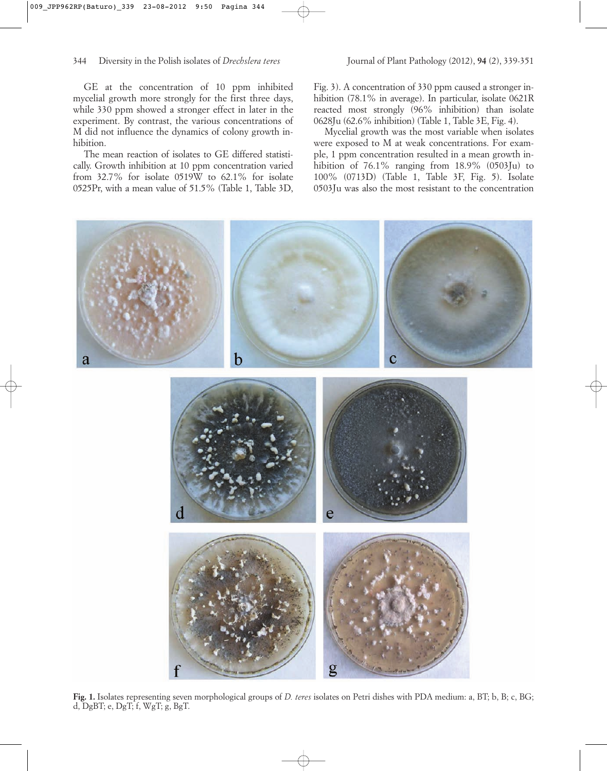GE at the concentration of 10 ppm inhibited mycelial growth more strongly for the first three days, while 330 ppm showed a stronger effect in later in the experiment. By contrast, the various concentrations of M did not influence the dynamics of colony growth inhibition.

The mean reaction of isolates to GE differed statistically. Growth inhibition at 10 ppm concentration varied from 32.7% for isolate 0519W to 62.1% for isolate 0525Pr, with a mean value of 51.5% (Table 1, Table 3D, Fig. 3). A concentration of 330 ppm caused a stronger inhibition (78.1% in average). In particular, isolate 0621R reacted most strongly (96% inhibition) than isolate 0628Ju (62.6% inhibition) (Table 1, Table 3E, Fig. 4).

Mycelial growth was the most variable when isolates were exposed to M at weak concentrations. For example, 1 ppm concentration resulted in a mean growth inhibition of 76.1% ranging from 18.9% (0503Ju) to 100% (0713D) (Table 1, Table 3F, Fig. 5). Isolate 0503Ju was also the most resistant to the concentration

**Fig. 1.** Isolates representing seven morphological groups of *D. teres* isolates on Petri dishes with PDA medium: a, BT; b, B; c, BG; d, DgBT; e, DgT; f, WgT; g, BgT.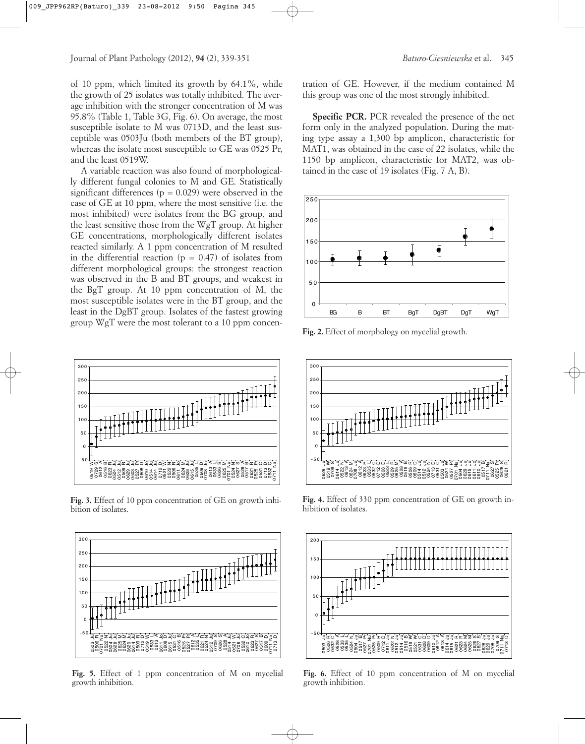of 10 ppm, which limited its growth by 64.1%, while the growth of 25 isolates was totally inhibited. The average inhibition with the stronger concentration of M was 95.8% (Table 1, Table 3G, Fig. 6). On average, the most susceptible isolate to M was 0713D, and the least susceptible was 0503Ju (both members of the BT group), whereas the isolate most susceptible to GE was 0525 Pr, and the least 0519W.

A variable reaction was also found of morphologically different fungal colonies to M and GE. Statistically significant differences ($p = 0.029$) were observed in the case of GE at 10 ppm, where the most sensitive (i.e. the most inhibited) were isolates from the BG group, and the least sensitive those from the WgT group. At higher GE concentrations, morphologically different isolates reacted similarly. A 1 ppm concentration of M resulted in the differential reaction ($p = 0.47$) of isolates from different morphological groups: the strongest reaction was observed in the B and BT groups, and weakest in the BgT group. At 10 ppm concentration of M, the most susceptible isolates were in the BT group, and the least in the DgBT group. Isolates of the fastest growing group WgT were the most tolerant to a 10 ppm concentration of GE. However, if the medium contained M this group was one of the most strongly inhibited.

**Specific PCR.** PCR revealed the presence of the net form only in the analyzed population. During the mating type assay a 1,300 bp amplicon, characteristic for MAT1, was obtained in the case of 22 isolates, while the 1150 bp amplicon, characteristic for MAT2, was obtained in the case of 19 isolates (Fig. 7 A, B).

**Fig. 2.** Effect of morphology on mycelial growth.

**Fig. 3.** Effect of 10 ppm concentration of GE on growth inhibition of isolates.

**Fig. 4.** Effect of 330 ppm concentration of GE on growth inhibition of isolates.

**Fig. 5.** Effect of 1 ppm concentration of M on mycelial growth inhibition.

**Fig. 6.** Effect of 10 ppm concentration of M on mycelial growth inhibition.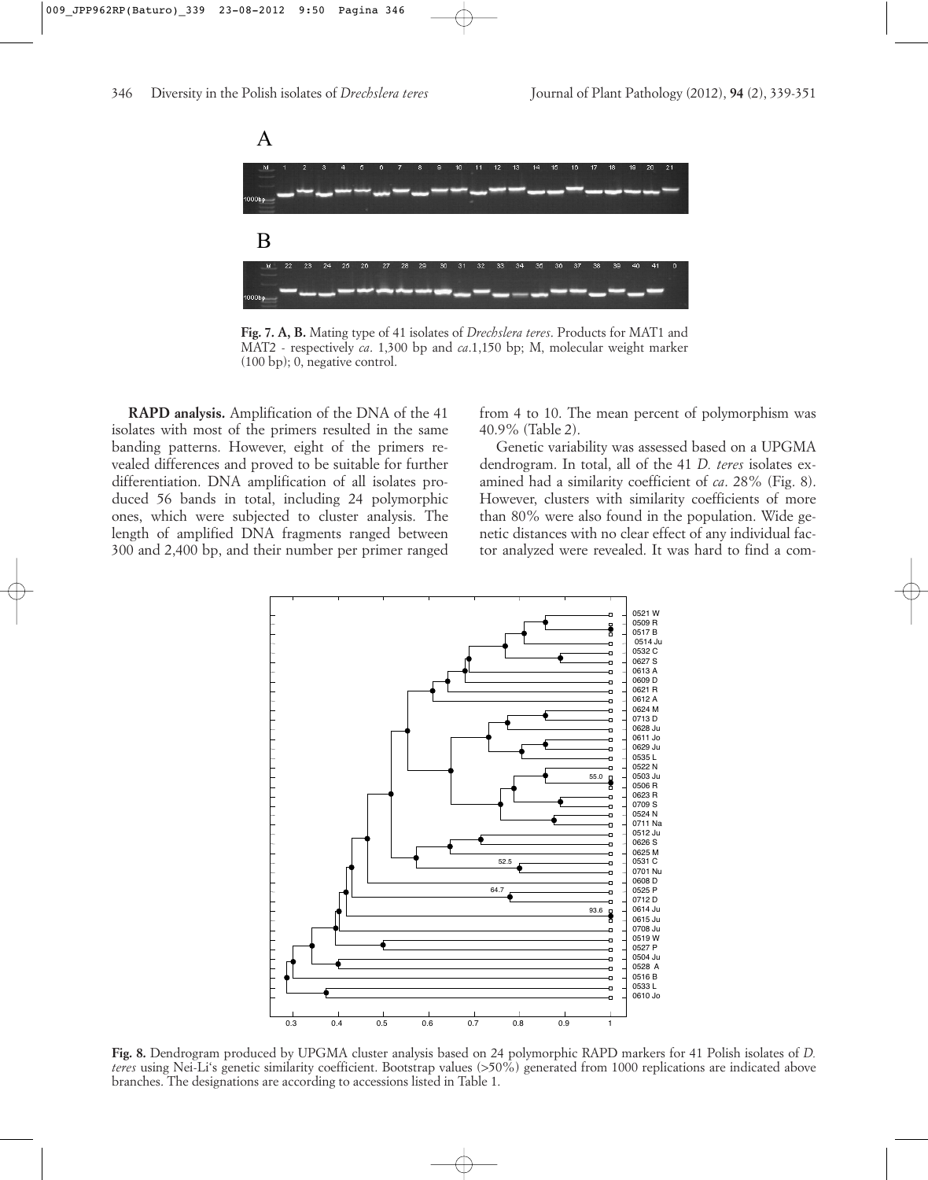**Fig. 7. A, B.** Mating type of 41 isolates of *Drechslera teres*. Products for MAT1 and MAT2 - respectively *ca*. 1,300 bp and *ca*.1,150 bp; M, molecular weight marker (100 bp); 0, negative control.

**RAPD analysis.** Amplification of the DNA of the 41 isolates with most of the primers resulted in the same banding patterns. However, eight of the primers revealed differences and proved to be suitable for further differentiation. DNA amplification of all isolates produced 56 bands in total, including 24 polymorphic ones, which were subjected to cluster analysis. The length of amplified DNA fragments ranged between 300 and 2,400 bp, and their number per primer ranged from 4 to 10. The mean percent of polymorphism was 40.9% (Table 2).

Genetic variability was assessed based on a UPGMA dendrogram. In total, all of the 41 *D. teres* isolates examined had a similarity coefficient of *ca*. 28% (Fig. 8). However, clusters with similarity coefficients of more than 80% were also found in the population. Wide genetic distances with no clear effect of any individual factor analyzed were revealed. It was hard to find a com-

**Fig. 8.** Dendrogram produced by UPGMA cluster analysis based on 24 polymorphic RAPD markers for 41 Polish isolates of *D. teres* using Nei-Li's genetic similarity coefficient. Bootstrap values (>50%) generated from 1000 replications are indicated above branches. The designations are according to accessions listed in Table 1.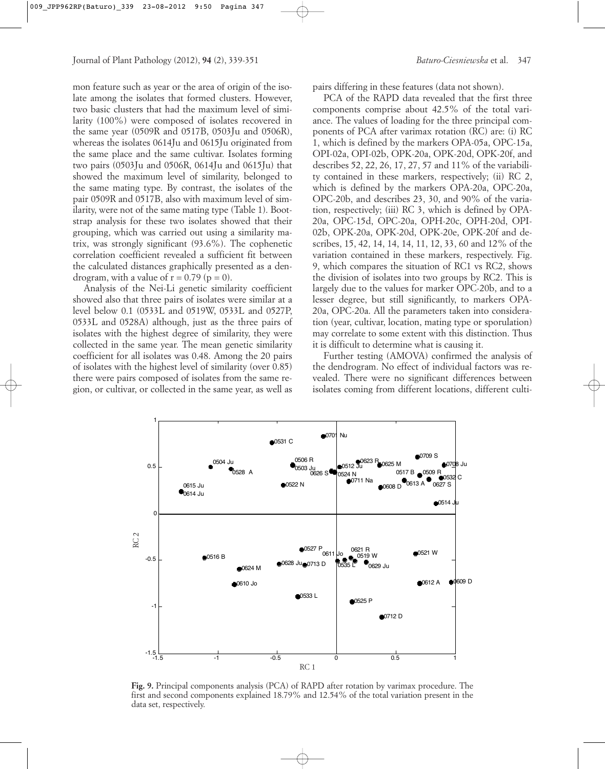mon feature such as year or the area of origin of the isolate among the isolates that formed clusters. However, two basic clusters that had the maximum level of similarity (100%) were composed of isolates recovered in the same year (0509R and 0517B, 0503Ju and 0506R), whereas the isolates 0614Ju and 0615Ju originated from the same place and the same cultivar. Isolates forming two pairs (0503Ju and 0506R, 0614Ju and 0615Ju) that showed the maximum level of similarity, belonged to the same mating type. By contrast, the isolates of the pair 0509R and 0517B, also with maximum level of similarity, were not of the same mating type (Table 1). Bootstrap analysis for these two isolates showed that their grouping, which was carried out using a similarity matrix, was strongly significant (93.6%). The cophenetic correlation coefficient revealed a sufficient fit between the calculated distances graphically presented as a dendrogram, with a value of $r = 0.79$ ($p = 0$).

Analysis of the Nei-Li genetic similarity coefficient showed also that three pairs of isolates were similar at a level below 0.1 (0533L and 0519W, 0533L and 0527P, 0533L and 0528A) although, just as the three pairs of isolates with the highest degree of similarity, they were collected in the same year. The mean genetic similarity coefficient for all isolates was 0.48. Among the 20 pairs of isolates with the highest level of similarity (over 0.85) there were pairs composed of isolates from the same region, or cultivar, or collected in the same year, as well as pairs differing in these features (data not shown).

PCA of the RAPD data revealed that the first three components comprise about 42.5% of the total variance. The values of loading for the three principal components of PCA after varimax rotation (RC) are: (i) RC 1, which is defined by the markers OPA-05a, OPC-15a, OPI-02a, OPI-02b, OPK-20a, OPK-20d, OPK-20f, and describes 52, 22, 26, 17, 27, 57 and 11% of the variability contained in these markers, respectively; (ii) RC 2, which is defined by the markers OPA-20a, OPC-20a, OPC-20b, and describes 23, 30, and 90% of the variation, respectively; (iii) RC 3, which is defined by OPA-20a, OPC-15d, OPC-20a, OPH-20c, OPH-20d, OPI-02b, OPK-20a, OPK-20d, OPK-20e, OPK-20f and describes, 15, 42, 14, 14, 14, 11, 12, 33, 60 and 12% of the variation contained in these markers, respectively. Fig. 9, which compares the situation of RC1 vs RC2, shows the division of isolates into two groups by RC2. This is largely due to the values for marker OPC-20b, and to a lesser degree, but still significantly, to markers OPA-20a, OPC-20a. All the parameters taken into consideration (year, cultivar, location, mating type or sporulation) may correlate to some extent with this distinction. Thus it is difficult to determine what is causing it.

Further testing (AMOVA) confirmed the analysis of the dendrogram. No effect of individual factors was revealed. There were no significant differences between isolates coming from different locations, different culti-

**Fig. 9.** Principal components analysis (PCA) of RAPD after rotation by varimax procedure. The first and second components explained 18.79% and 12.54% of the total variation present in the data set, respectively.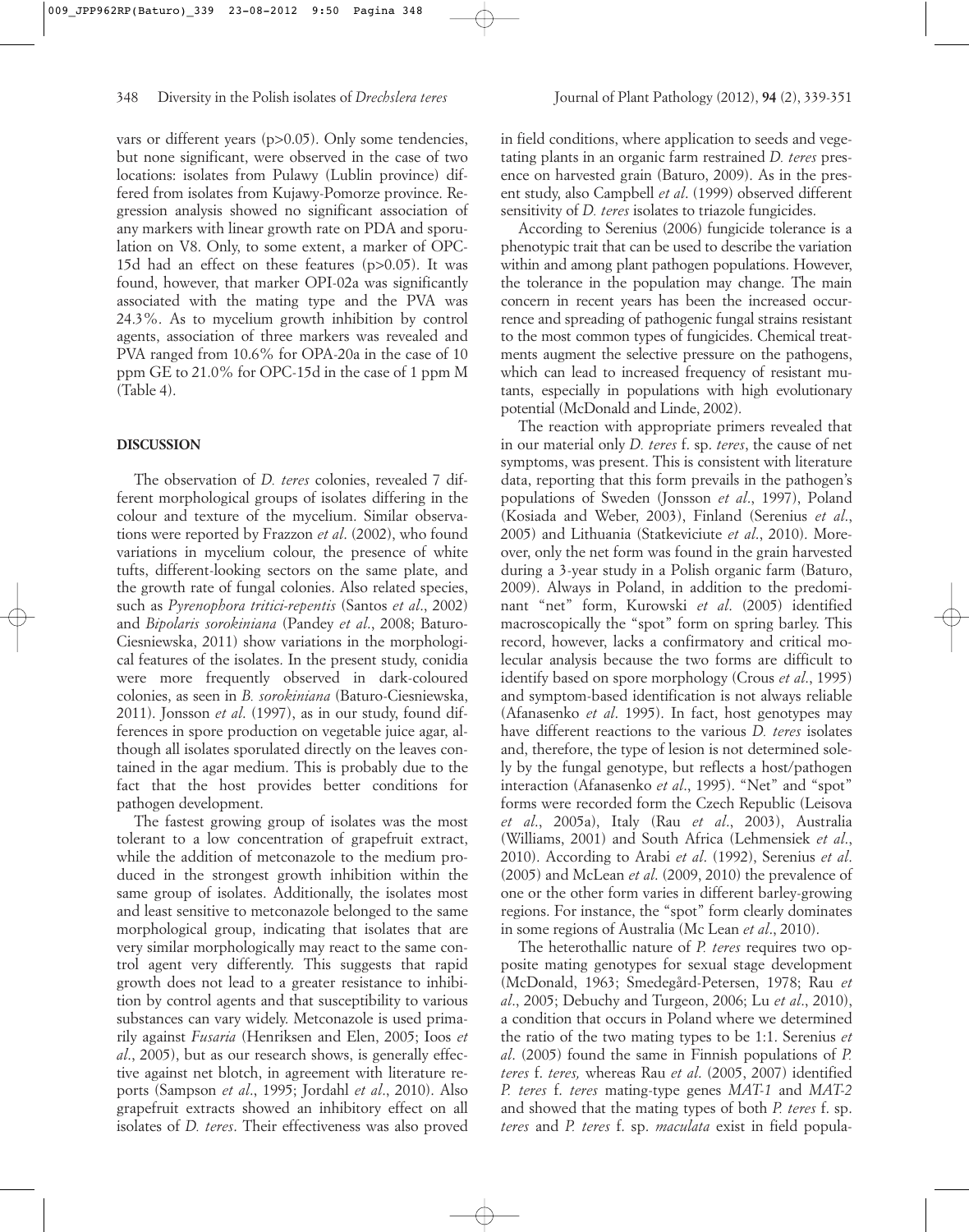vars or different years (p>0.05). Only some tendencies, but none significant, were observed in the case of two locations: isolates from Pulawy (Lublin province) differed from isolates from Kujawy-Pomorze province. Regression analysis showed no significant association of any markers with linear growth rate on PDA and sporulation on V8. Only, to some extent, a marker of OPC-15d had an effect on these features (p>0.05). It was found, however, that marker OPI-02a was significantly associated with the mating type and the PVA was 24.3%. As to mycelium growth inhibition by control agents, association of three markers was revealed and PVA ranged from 10.6% for OPA-20a in the case of 10 ppm GE to 21.0% for OPC-15d in the case of 1 ppm M (Table 4).

## DISCUSSION

The observation of *D. teres* colonies, revealed 7 different morphological groups of isolates differing in the colour and texture of the mycelium. Similar observations were reported by Frazzon *et al*. (2002), who found variations in mycelium colour, the presence of white tufts, different-looking sectors on the same plate, and the growth rate of fungal colonies. Also related species, such as *Pyrenophora tritici-repentis* (Santos *et al*., 2002) and *Bipolaris sorokiniana* (Pandey *et al*., 2008; Baturo-Ciesniewska, 2011) show variations in the morphological features of the isolates. In the present study, conidia were more frequently observed in dark-coloured colonies, as seen in *B. sorokiniana* (Baturo-Ciesniewska, 2011). Jonsson *et al*. (1997), as in our study, found differences in spore production on vegetable juice agar, although all isolates sporulated directly on the leaves contained in the agar medium. This is probably due to the fact that the host provides better conditions for pathogen development.

The fastest growing group of isolates was the most tolerant to a low concentration of grapefruit extract, while the addition of metconazole to the medium produced in the strongest growth inhibition within the same group of isolates. Additionally, the isolates most and least sensitive to metconazole belonged to the same morphological group, indicating that isolates that are very similar morphologically may react to the same control agent very differently. This suggests that rapid growth does not lead to a greater resistance to inhibition by control agents and that susceptibility to various substances can vary widely. Metconazole is used primarily against *Fusaria* (Henriksen and Elen, 2005; Ioos *et al*., 2005), but as our research shows, is generally effective against net blotch, in agreement with literature reports (Sampson *et al*., 1995; Jordahl *et al*., 2010). Also grapefruit extracts showed an inhibitory effect on all isolates of *D. teres*. Their effectiveness was also proved in field conditions, where application to seeds and vegetating plants in an organic farm restrained *D. teres* presence on harvested grain (Baturo, 2009). As in the present study, also Campbell *et al*. (1999) observed different sensitivity of *D. teres* isolates to triazole fungicides.

According to Serenius (2006) fungicide tolerance is a phenotypic trait that can be used to describe the variation within and among plant pathogen populations. However, the tolerance in the population may change. The main concern in recent years has been the increased occurrence and spreading of pathogenic fungal strains resistant to the most common types of fungicides. Chemical treatments augment the selective pressure on the pathogens, which can lead to increased frequency of resistant mutants, especially in populations with high evolutionary potential (McDonald and Linde, 2002).

The reaction with appropriate primers revealed that in our material only *D. teres* f. sp. *teres*, the cause of net symptoms, was present. This is consistent with literature data, reporting that this form prevails in the pathogen's populations of Sweden (Jonsson *et al*., 1997), Poland (Kosiada and Weber, 2003), Finland (Serenius *et al*., 2005) and Lithuania (Statkeviciute *et al*., 2010). Moreover, only the net form was found in the grain harvested during a 3-year study in a Polish organic farm (Baturo, 2009). Always in Poland, in addition to the predominant "net" form, Kurowski *et al*. (2005) identified macroscopically the "spot" form on spring barley. This record, however, lacks a confirmatory and critical molecular analysis because the two forms are difficult to identify based on spore morphology (Crous *et al*., 1995) and symptom-based identification is not always reliable (Afanasenko *et al*. 1995). In fact, host genotypes may have different reactions to the various *D. teres* isolates and, therefore, the type of lesion is not determined solely by the fungal genotype, but reflects a host/pathogen interaction (Afanasenko *et al*., 1995). "Net" and "spot" forms were recorded form the Czech Republic (Leisova *et al*., 2005a), Italy (Rau *et al*., 2003), Australia (Williams, 2001) and South Africa (Lehmensiek *et al*., 2010). According to Arabi *et al*. (1992), Serenius *et al*. (2005) and McLean *et al*. (2009, 2010) the prevalence of one or the other form varies in different barley-growing regions. For instance, the "spot" form clearly dominates in some regions of Australia (Mc Lean *et al*., 2010).

The heterothallic nature of *P. teres* requires two opposite mating genotypes for sexual stage development (McDonald, 1963; Smedegård-Petersen, 1978; Rau *et al*., 2005; Debuchy and Turgeon, 2006; Lu *et al*., 2010), a condition that occurs in Poland where we determined the ratio of the two mating types to be 1:1. Serenius *et al*. (2005) found the same in Finnish populations of *P. teres* f. *teres,* whereas Rau *et al*. (2005, 2007) identified *P. teres* f. *teres* mating-type genes *MAT-1* and *MAT-2* and showed that the mating types of both *P. teres* f. sp. *teres* and *P. teres* f. sp. *maculata* exist in field popula-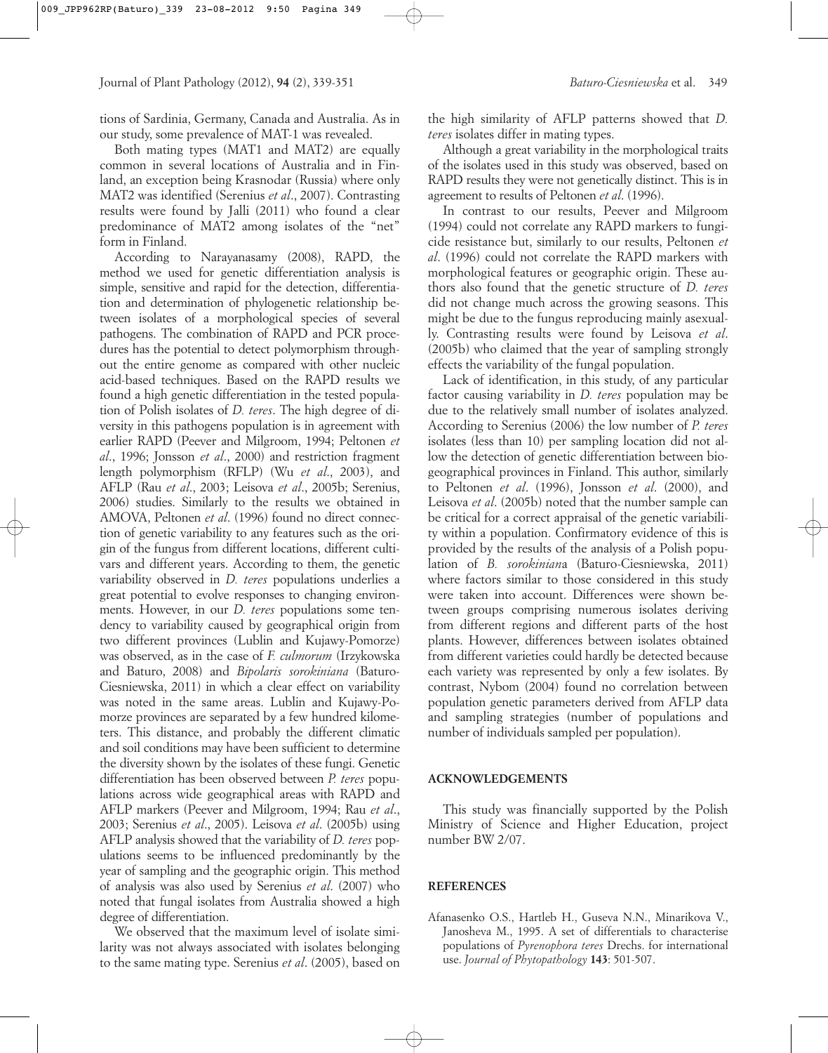tions of Sardinia, Germany, Canada and Australia. As in our study, some prevalence of MAT-1 was revealed.

Both mating types (MAT1 and MAT2) are equally common in several locations of Australia and in Finland, an exception being Krasnodar (Russia) where only MAT2 was identified (Serenius *et al*., 2007). Contrasting results were found by Jalli (2011) who found a clear predominance of MAT2 among isolates of the "net" form in Finland.

According to Narayanasamy (2008), RAPD, the method we used for genetic differentiation analysis is simple, sensitive and rapid for the detection, differentiation and determination of phylogenetic relationship between isolates of a morphological species of several pathogens. The combination of RAPD and PCR procedures has the potential to detect polymorphism throughout the entire genome as compared with other nucleic acid-based techniques. Based on the RAPD results we found a high genetic differentiation in the tested population of Polish isolates of *D. teres*. The high degree of diversity in this pathogens population is in agreement with earlier RAPD (Peever and Milgroom, 1994; Peltonen *et al*., 1996; Jonsson *et al*., 2000) and restriction fragment length polymorphism (RFLP) (Wu *et al*., 2003), and AFLP (Rau *et al*., 2003; Leisova *et al*., 2005b; Serenius, 2006) studies. Similarly to the results we obtained in AMOVA, Peltonen *et al*. (1996) found no direct connection of genetic variability to any features such as the origin of the fungus from different locations, different cultivars and different years. According to them, the genetic variability observed in *D. teres* populations underlies a great potential to evolve responses to changing environments. However, in our *D. teres* populations some tendency to variability caused by geographical origin from two different provinces (Lublin and Kujawy-Pomorze) was observed, as in the case of *F. culmorum* (Irzykowska and Baturo, 2008) and *Bipolaris sorokiniana* (Baturo-Ciesniewska, 2011) in which a clear effect on variability was noted in the same areas. Lublin and Kujawy-Pomorze provinces are separated by a few hundred kilometers. This distance, and probably the different climatic and soil conditions may have been sufficient to determine the diversity shown by the isolates of these fungi. Genetic differentiation has been observed between *P. teres* populations across wide geographical areas with RAPD and AFLP markers (Peever and Milgroom, 1994; Rau *et al*., 2003; Serenius *et al*., 2005). Leisova *et al*. (2005b) using AFLP analysis showed that the variability of *D. teres* populations seems to be influenced predominantly by the year of sampling and the geographic origin. This method of analysis was also used by Serenius *et al*. (2007) who noted that fungal isolates from Australia showed a high degree of differentiation.

We observed that the maximum level of isolate similarity was not always associated with isolates belonging to the same mating type. Serenius *et al*. (2005), based on the high similarity of AFLP patterns showed that *D. teres* isolates differ in mating types.

Although a great variability in the morphological traits of the isolates used in this study was observed, based on RAPD results they were not genetically distinct. This is in agreement to results of Peltonen *et al*. (1996).

In contrast to our results, Peever and Milgroom (1994) could not correlate any RAPD markers to fungicide resistance but, similarly to our results, Peltonen *et al*. (1996) could not correlate the RAPD markers with morphological features or geographic origin. These authors also found that the genetic structure of *D. teres* did not change much across the growing seasons. This might be due to the fungus reproducing mainly asexually. Contrasting results were found by Leisova *et al*. (2005b) who claimed that the year of sampling strongly effects the variability of the fungal population.

Lack of identification, in this study, of any particular factor causing variability in *D. teres* population may be due to the relatively small number of isolates analyzed. According to Serenius (2006) the low number of *P. teres* isolates (less than 10) per sampling location did not allow the detection of genetic differentiation between biogeographical provinces in Finland. This author, similarly to Peltonen *et al*. (1996), Jonsson *et al*. (2000), and Leisova *et al*. (2005b) noted that the number sample can be critical for a correct appraisal of the genetic variability within a population. Confirmatory evidence of this is provided by the results of the analysis of a Polish population of *B. sorokiniana* (Baturo-Ciesniewska, 2011) where factors similar to those considered in this study were taken into account. Differences were shown between groups comprising numerous isolates deriving from different regions and different parts of the host plants. However, differences between isolates obtained from different varieties could hardly be detected because each variety was represented by only a few isolates. By contrast, Nybom (2004) found no correlation between population genetic parameters derived from AFLP data and sampling strategies (number of populations and number of individuals sampled per population).

## ACKNOWLEDGEMENTS

This study was financially supported by the Polish Ministry of Science and Higher Education, project number BW 2/07.

## REFERENCES

Afanasenko O.S., Hartleb H., Guseva N.N., Minarikova V., Janosheva M., 1995. A set of differentials to characterise populations of *Pyrenophora teres* Drechs. for international use. *Journal of Phytopathology* **143**: 501-507.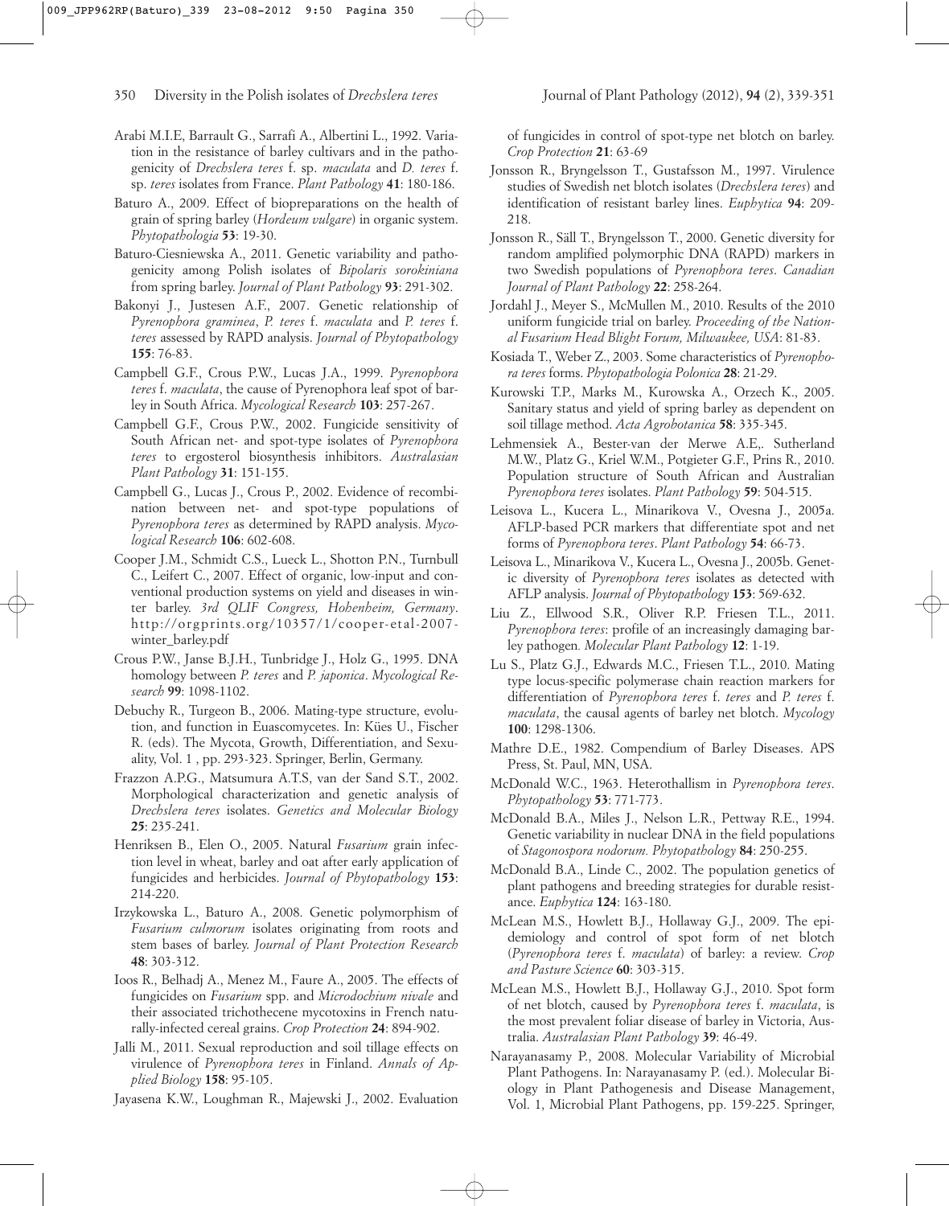Arabi M.I.E, Barrault G., Sarrafi A., Albertini L., 1992. Variation in the resistance of barley cultivars and in the pathogenicity of *Drechslera teres* f. sp. *maculata* and *D. teres* f. sp. *teres* isolates from France. *Plant Pathology* **41**: 180-186.

Baturo A., 2009. Effect of biopreparations on the health of grain of spring barley (*Hordeum vulgare*) in organic system. *Phytopathologia* **53**: 19-30.

Baturo-Ciesniewska A., 2011. Genetic variability and pathogenicity among Polish isolates of *Bipolaris sorokiniana* from spring barley. *Journal of Plant Pathology* **93**: 291-302.

Bakonyi J., Justesen A.F., 2007. Genetic relationship of *Pyrenophora graminea*, *P. teres* f. *maculata* and *P. teres* f. *teres* assessed by RAPD analysis. *Journal of Phytopathology* **155**: 76-83.

Campbell G.F., Crous P.W., Lucas J.A., 1999. *Pyrenophora teres* f. *maculata*, the cause of Pyrenophora leaf spot of barley in South Africa. *Mycological Research* **103**: 257-267.

Campbell G.F., Crous P.W., 2002. Fungicide sensitivity of South African net- and spot-type isolates of *Pyrenophora teres* to ergosterol biosynthesis inhibitors. *Australasian Plant Pathology* **31**: 151-155.

Campbell G., Lucas J., Crous P., 2002. Evidence of recombination between net- and spot-type populations of *Pyrenophora teres* as determined by RAPD analysis. *Mycological Research* **106**: 602-608.

Cooper J.M., Schmidt C.S., Lueck L., Shotton P.N., Turnbull C., Leifert C., 2007. Effect of organic, low-input and conventional production systems on yield and diseases in winter barley. *3rd QLIF Congress, Hohenheim, Germany*. http://orgprints.org/10357/1/cooper-etal-2007-winter_barley.pdf

Crous P.W., Janse B.J.H., Tunbridge J., Holz G., 1995. DNA homology between *P. teres* and *P. japonica*. *Mycological Research* **99**: 1098-1102.

Debuchy R., Turgeon B., 2006. Mating-type structure, evolution, and function in Euascomycetes. In: Kües U., Fischer R. (eds). The Mycota, Growth, Differentiation, and Sexuality, Vol. 1 , pp. 293-323. Springer, Berlin, Germany.

Frazzon A.P.G., Matsumura A.T.S, van der Sand S.T., 2002. Morphological characterization and genetic analysis of *Drechslera teres* isolates. *Genetics and Molecular Biology* **25**: 235-241.

Henriksen B., Elen O., 2005. Natural *Fusarium* grain infection level in wheat, barley and oat after early application of fungicides and herbicides. *Journal of Phytopathology* **153**: 214-220.

Irzykowska L., Baturo A., 2008. Genetic polymorphism of *Fusarium culmorum* isolates originating from roots and stem bases of barley. *Journal of Plant Protection Research* **48**: 303-312.

Ioos R., Belhadj A., Menez M., Faure A., 2005. The effects of fungicides on *Fusarium* spp. and *Microdochium nivale* and their associated trichothecene mycotoxins in French naturally-infected cereal grains. *Crop Protection* **24**: 894-902.

Jalli M., 2011. Sexual reproduction and soil tillage effects on virulence of *Pyrenophora teres* in Finland. *Annals of Applied Biology* **158**: 95-105.

Jayasena K.W., Loughman R., Majewski J., 2002. Evaluation of fungicides in control of spot-type net blotch on barley. *Crop Protection* **21**: 63-69

Jonsson R., Bryngelsson T., Gustafsson M., 1997. Virulence studies of Swedish net blotch isolates (*Drechslera teres*) and identification of resistant barley lines. *Euphytica* **94**: 209-218.

Jonsson R., Säll T., Bryngelsson T., 2000. Genetic diversity for random amplified polymorphic DNA (RAPD) markers in two Swedish populations of *Pyrenophora teres*. *Canadian Journal of Plant Pathology* **22**: 258-264.

Jordahl J., Meyer S., McMullen M., 2010. Results of the 2010 uniform fungicide trial on barley. *Proceeding of the National Fusarium Head Blight Forum, Milwaukee, USA*: 81-83.

Kosiada T., Weber Z., 2003. Some characteristics of *Pyrenophora teres* forms. *Phytopathologia Polonica* **28**: 21-29.

Kurowski T.P., Marks M., Kurowska A., Orzech K., 2005. Sanitary status and yield of spring barley as dependent on soil tillage method. *Acta Agrobotanica* **58**: 335-345.

Lehmensiek A., Bester-van der Merwe A.E,. Sutherland M.W., Platz G., Kriel W.M., Potgieter G.F., Prins R., 2010. Population structure of South African and Australian *Pyrenophora teres* isolates. *Plant Pathology* **59**: 504-515.

Leisova L., Kucera L., Minarikova V., Ovesna J., 2005a. AFLP-based PCR markers that differentiate spot and net forms of *Pyrenophora teres*. *Plant Pathology* **54**: 66-73.

Leisova L., Minarikova V., Kucera L., Ovesna J., 2005b. Genetic diversity of *Pyrenophora teres* isolates as detected with AFLP analysis. *Journal of Phytopathology* **153**: 569-632.

Liu Z., Ellwood S.R., Oliver R.P. Friesen T.L., 2011. *Pyrenophora teres*: profile of an increasingly damaging barley pathogen*. Molecular Plant Pathology* **12**: 1-19.

Lu S., Platz G.J., Edwards M.C., Friesen T.L., 2010. Mating type locus-specific polymerase chain reaction markers for differentiation of *Pyrenophora teres* f. *teres* and *P. teres* f. *maculata*, the causal agents of barley net blotch. *Mycology* **100**: 1298-1306.

Mathre D.E., 1982. Compendium of Barley Diseases. APS Press, St. Paul, MN, USA.

McDonald W.C., 1963. Heterothallism in *Pyrenophora teres*. *Phytopathology* **53**: 771-773.

McDonald B.A., Miles J., Nelson L.R., Pettway R.E., 1994. Genetic variability in nuclear DNA in the field populations of *Stagonospora nodorum. Phytopathology* **84**: 250-255.

McDonald B.A., Linde C., 2002. The population genetics of plant pathogens and breeding strategies for durable resistance. *Euphytica* **124**: 163-180.

McLean M.S., Howlett B.J., Hollaway G.J., 2009. The epidemiology and control of spot form of net blotch (*Pyrenophora teres* f. *maculata*) of barley: a review. *Crop and Pasture Science* **60**: 303-315.

McLean M.S., Howlett B.J., Hollaway G.J., 2010. Spot form of net blotch, caused by *Pyrenophora teres* f. *maculata*, is the most prevalent foliar disease of barley in Victoria, Australia. *Australasian Plant Pathology* **39**: 46-49.

Narayanasamy P., 2008. Molecular Variability of Microbial Plant Pathogens. In: Narayanasamy P. (ed.). Molecular Biology in Plant Pathogenesis and Disease Management, Vol. 1, Microbial Plant Pathogens, pp. 159-225. Springer,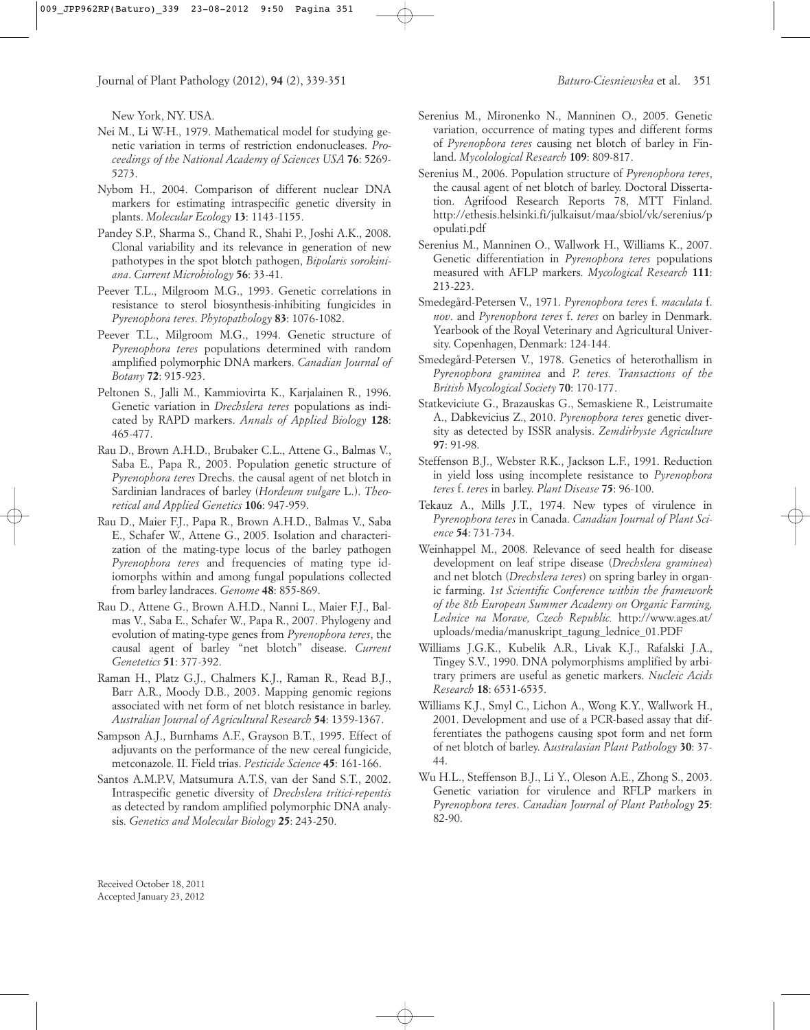New York, NY. USA.

Nei M., Li W-H., 1979. Mathematical model for studying genetic variation in terms of restriction endonucleases. *Proceedings of the National Academy of Sciences USA* **76**: 5269-5273.

Nybom H., 2004. Comparison of different nuclear DNA markers for estimating intraspecific genetic diversity in plants. *Molecular Ecology* **13**: 1143-1155.

Pandey S.P., Sharma S., Chand R., Shahi P., Joshi A.K., 2008. Clonal variability and its relevance in generation of new pathotypes in the spot blotch pathogen, *Bipolaris sorokiniana*. *Current Microbiology* **56**: 33-41.

Peever T.L., Milgroom M.G., 1993. Genetic correlations in resistance to sterol biosynthesis-inhibiting fungicides in *Pyrenophora teres*. *Phytopathology* **83**: 1076-1082.

Peever T.L., Milgroom M.G., 1994. Genetic structure of *Pyrenophora teres* populations determined with random amplified polymorphic DNA markers. *Canadian Journal of Botany* **72**: 915-923.

Peltonen S., Jalli M., Kammiovirta K., Karjalainen R., 1996. Genetic variation in *Drechslera teres* populations as indicated by RAPD markers. *Annals of Applied Biology* **128**: 465-477.

Rau D., Brown A.H.D., Brubaker C.L., Attene G., Balmas V., Saba E., Papa R., 2003. Population genetic structure of *Pyrenophora teres* Drechs. the causal agent of net blotch in Sardinian landraces of barley (*Hordeum vulgare* L.). *Theoretical and Applied Genetics* **106**: 947-959.

Rau D., Maier F.J., Papa R., Brown A.H.D., Balmas V., Saba E., Schafer W., Attene G., 2005. Isolation and characterization of the mating-type locus of the barley pathogen *Pyrenophora teres* and frequencies of mating type idiomorphs within and among fungal populations collected from barley landraces. *Genome* **48**: 855-869.

Rau D., Attene G., Brown A.H.D., Nanni L., Maier F.J., Balmas V., Saba E., Schafer W., Papa R., 2007. Phylogeny and evolution of mating-type genes from *Pyrenophora teres*, the causal agent of barley "net blotch" disease. *Current Genetetics* **51**: 377-392.

Raman H., Platz G.J., Chalmers K.J., Raman R., Read B.J., Barr A.R., Moody D.B., 2003. Mapping genomic regions associated with net form of net blotch resistance in barley. *Australian Journal of Agricultural Research* **54**: 1359-1367.

Sampson A.J., Burnhams A.F., Grayson B.T., 1995. Effect of adjuvants on the performance of the new cereal fungicide, metconazole. II. Field trias. *Pesticide Science* **45**: 161-166.

Santos A.M.P.V, Matsumura A.T.S, van der Sand S.T., 2002. Intraspecific genetic diversity of *Drechslera tritici-repentis* as detected by random amplified polymorphic DNA analysis. *Genetics and Molecular Biology* **25**: 243-250.

Serenius M., Mironenko N., Manninen O., 2005. Genetic variation, occurrence of mating types and different forms of *Pyrenophora teres* causing net blotch of barley in Finland. *Mycolological Research* **109**: 809-817.

Serenius M., 2006. Population structure of *Pyrenophora teres*, the causal agent of net blotch of barley. Doctoral Dissertation. Agrifood Research Reports 78, MTT Finland. http://ethesis.helsinki.fi/julkaisut/maa/sbiol/vk/serenius/populati.pdf

Serenius M., Manninen O., Wallwork H., Williams K., 2007. Genetic differentiation in *Pyrenophora teres* populations measured with AFLP markers. *Mycological Research* **111**: 213-223.

Smedegård-Petersen V., 1971. *Pyrenophora teres* f. *maculata* f. *nov*. and *Pyrenophora teres* f. *teres* on barley in Denmark. Yearbook of the Royal Veterinary and Agricultural University. Copenhagen, Denmark: 124-144.

Smedegård-Petersen V., 1978. Genetics of heterothallism in *Pyrenophora graminea* and *P. teres. Transactions of the British Mycological Society* **70**: 170-177.

Statkeviciute G., Brazauskas G., Semaskiene R., Leistrumaite A., Dabkevicius Z., 2010. *Pyrenophora teres* genetic diversity as detected by ISSR analysis. *Zemdirbyste Agriculture* **97**: 91-98.

Steffenson B.J., Webster R.K., Jackson L.F., 1991. Reduction in yield loss using incomplete resistance to *Pyrenophora teres* f. *teres* in barley. *Plant Disease* **75**: 96-100.

Tekauz A., Mills J.T., 1974. New types of virulence in *Pyrenophora teres* in Canada. *Canadian Journal of Plant Science* **54**: 731-734.

Weinhappel M., 2008. Relevance of seed health for disease development on leaf stripe disease (*Drechslera graminea*) and net blotch (*Drechslera teres*) on spring barley in organic farming. *1st Scientific Conference within the framework of the 8th European Summer Academy on Organic Farming, Lednice na Morave, Czech Republic.* http://www.ages.at/uploads/media/manuskript_tagung_lednice_01.PDF

Williams J.G.K., Kubelik A.R., Livak K.J., Rafalski J.A., Tingey S.V., 1990. DNA polymorphisms amplified by arbitrary primers are useful as genetic markers. *Nucleic Acids Research* **18**: 6531-6535.

Williams K.J., Smyl C., Lichon A., Wong K.Y., Wallwork H., 2001. Development and use of a PCR-based assay that differentiates the pathogens causing spot form and net form of net blotch of barley. *Australasian Plant Pathology* **30**: 37-44.

Wu H.L., Steffenson B.J., Li Y., Oleson A.E., Zhong S., 2003. Genetic variation for virulence and RFLP markers in *Pyrenophora teres*. *Canadian Journal of Plant Pathology* **25**: 82-90.

Received October 18, 2011
Accepted January 23, 2012